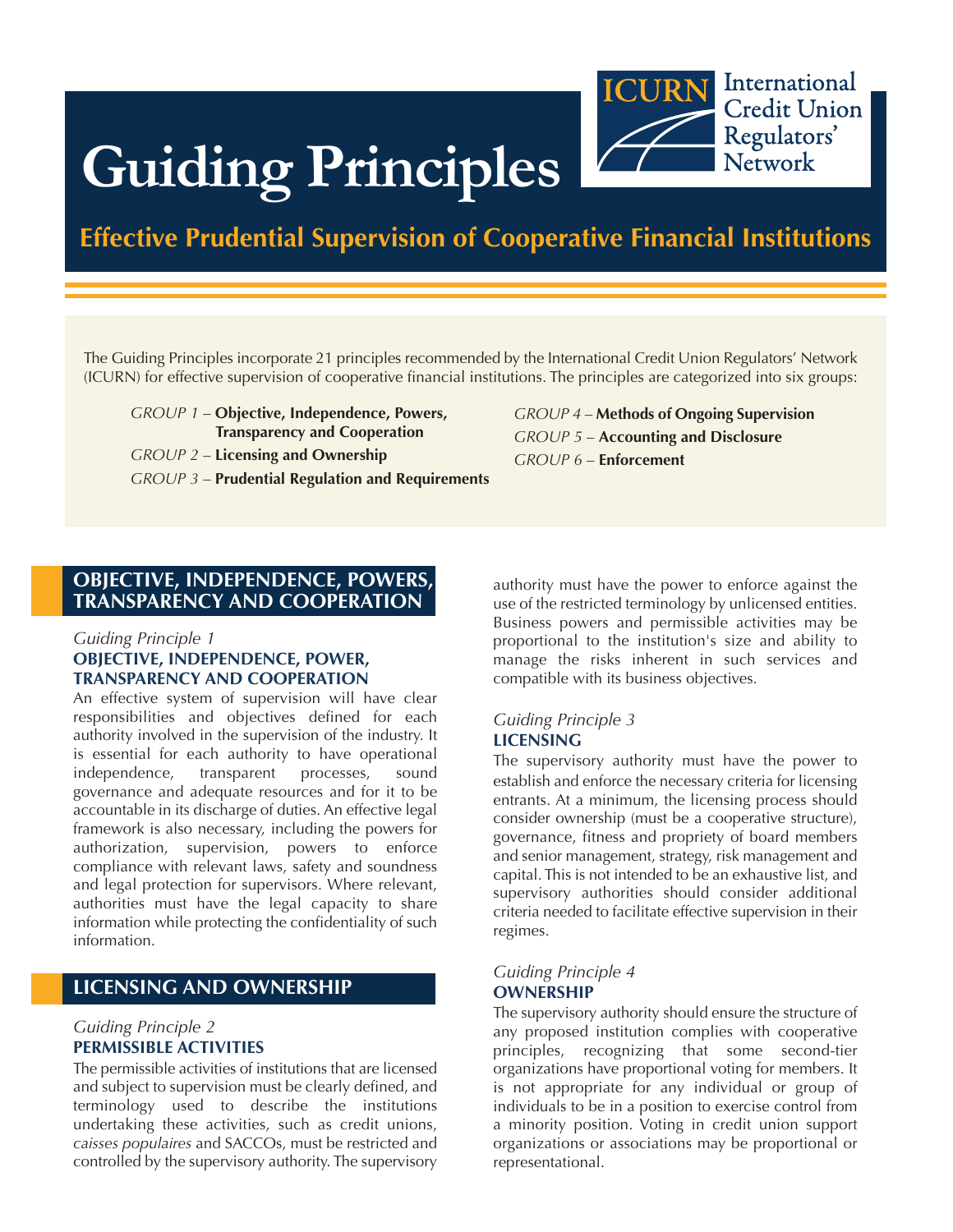# Guiding Principles

ICURN International Credit Union Regulators' Network

## Effective Prudential Supervision of Cooperative Financial Institutions

The Guiding Principles incorporate 21 principles recommended by the International Credit Union Regulators' Network (ICURN) for effective supervision of cooperative financial institutions. The principles are categorized into six groups:

- *GROUP 1* – **Objective, Independence, Powers, Transparency and Cooperation**
- *GROUP 2* – **Licensing and Ownership**
- *GROUP 3* – **Prudential Regulation and Requirements**
- *GROUP 4* – **Methods of Ongoing Supervision**
- *GROUP 5* – **Accounting and Disclosure**
- *GROUP 6* – **Enforcement**

## OBJECTIVE, INDEPENDENCE, POWERS, TRANSPARENCY AND COOPERATION

*Guiding Principle 1*

### OBJECTIVE, INDEPENDENCE, POWER, TRANSPARENCY AND COOPERATION

An effective system of supervision will have clear responsibilities and objectives defined for each authority involved in the supervision of the industry. It is essential for each authority to have operational independence, transparent processes, sound governance and adequate resources and for it to be accountable in its discharge of duties. An effective legal framework is also necessary, including the powers for authorization, supervision, powers to enforce compliance with relevant laws, safety and soundness and legal protection for supervisors. Where relevant, authorities must have the legal capacity to share information while protecting the confidentiality of such information.

## LICENSING AND OWNERSHIP

*Guiding Principle 2*

### PERMISSIBLE ACTIVITIES

The permissible activities of institutions that are licensed and subject to supervision must be clearly defined, and terminology used to describe the institutions undertaking these activities, such as credit unions, *caisses populaires* and SACCOs, must be restricted and controlled by the supervisory authority. The supervisory authority must have the power to enforce against the use of the restricted terminology by unlicensed entities. Business powers and permissible activities may be proportional to the institution's size and ability to manage the risks inherent in such services and compatible with its business objectives.

*Guiding Principle 3*

### LICENSING

The supervisory authority must have the power to establish and enforce the necessary criteria for licensing entrants. At a minimum, the licensing process should consider ownership (must be a cooperative structure), governance, fitness and propriety of board members and senior management, strategy, risk management and capital. This is not intended to be an exhaustive list, and supervisory authorities should consider additional criteria needed to facilitate effective supervision in their regimes.

*Guiding Principle 4*

### OWNERSHIP

The supervisory authority should ensure the structure of any proposed institution complies with cooperative principles, recognizing that some second-tier organizations have proportional voting for members. It is not appropriate for any individual or group of individuals to be in a position to exercise control from a minority position. Voting in credit union support organizations or associations may be proportional or representational.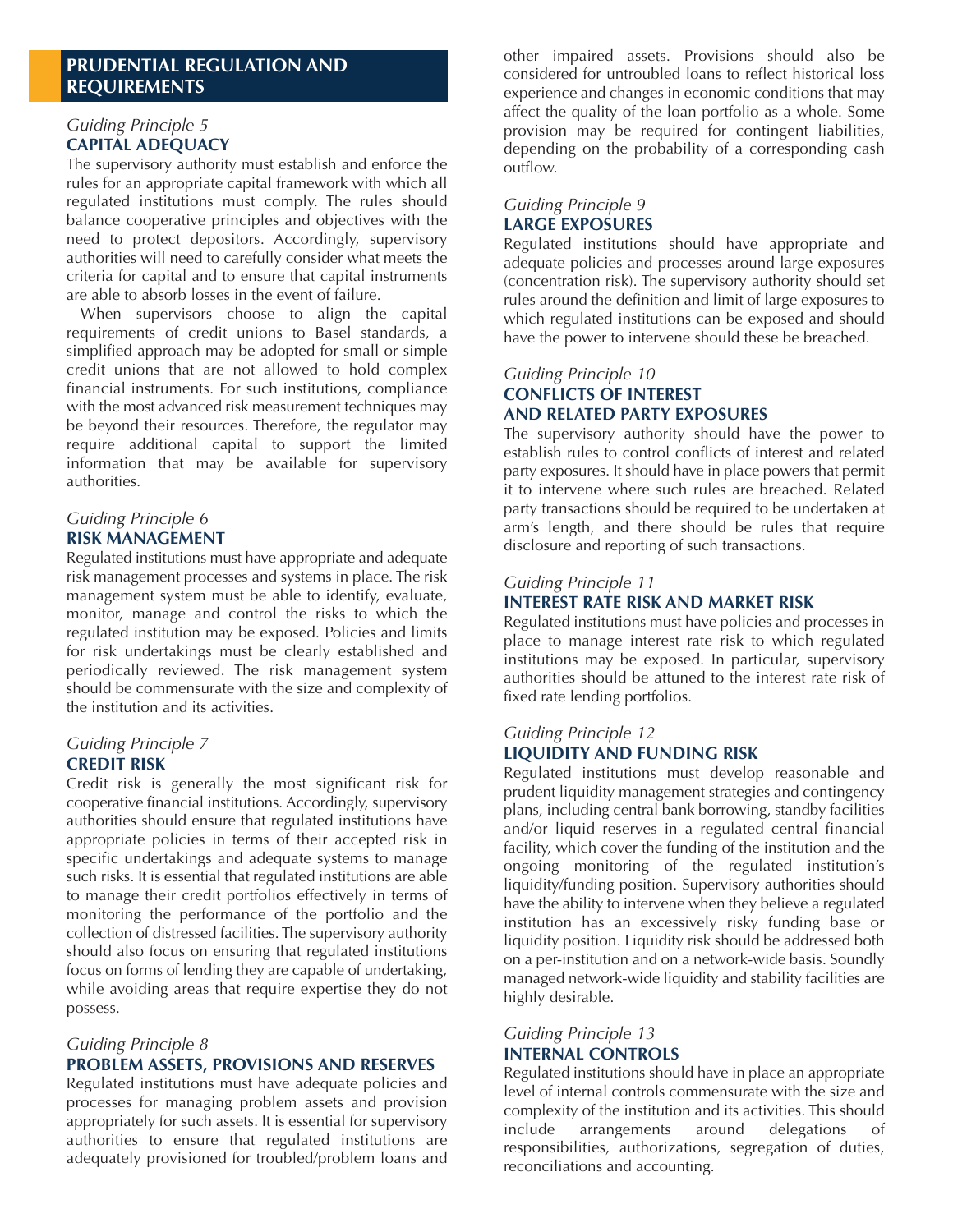## PRUDENTIAL REGULATION AND REQUIREMENTS

*Guiding Principle 5*
### CAPITAL ADEQUACY

The supervisory authority must establish and enforce the rules for an appropriate capital framework with which all regulated institutions must comply. The rules should balance cooperative principles and objectives with the need to protect depositors. Accordingly, supervisory authorities will need to carefully consider what meets the criteria for capital and to ensure that capital instruments are able to absorb losses in the event of failure.

When supervisors choose to align the capital requirements of credit unions to Basel standards, a simplified approach may be adopted for small or simple credit unions that are not allowed to hold complex financial instruments. For such institutions, compliance with the most advanced risk measurement techniques may be beyond their resources. Therefore, the regulator may require additional capital to support the limited information that may be available for supervisory authorities.

*Guiding Principle 6*
### RISK MANAGEMENT

Regulated institutions must have appropriate and adequate risk management processes and systems in place. The risk management system must be able to identify, evaluate, monitor, manage and control the risks to which the regulated institution may be exposed. Policies and limits for risk undertakings must be clearly established and periodically reviewed. The risk management system should be commensurate with the size and complexity of the institution and its activities.

*Guiding Principle 7*
### CREDIT RISK

Credit risk is generally the most significant risk for cooperative financial institutions. Accordingly, supervisory authorities should ensure that regulated institutions have appropriate policies in terms of their accepted risk in specific undertakings and adequate systems to manage such risks. It is essential that regulated institutions are able to manage their credit portfolios effectively in terms of monitoring the performance of the portfolio and the collection of distressed facilities. The supervisory authority should also focus on ensuring that regulated institutions focus on forms of lending they are capable of undertaking, while avoiding areas that require expertise they do not possess.

*Guiding Principle 8*
### PROBLEM ASSETS, PROVISIONS AND RESERVES

Regulated institutions must have adequate policies and processes for managing problem assets and provision appropriately for such assets. It is essential for supervisory authorities to ensure that regulated institutions are adequately provisioned for troubled/problem loans and other impaired assets. Provisions should also be considered for untroubled loans to reflect historical loss experience and changes in economic conditions that may affect the quality of the loan portfolio as a whole. Some provision may be required for contingent liabilities, depending on the probability of a corresponding cash outflow.

*Guiding Principle 9*
### LARGE EXPOSURES

Regulated institutions should have appropriate and adequate policies and processes around large exposures (concentration risk). The supervisory authority should set rules around the definition and limit of large exposures to which regulated institutions can be exposed and should have the power to intervene should these be breached.

*Guiding Principle 10*
### CONFLICTS OF INTEREST AND RELATED PARTY EXPOSURES

The supervisory authority should have the power to establish rules to control conflicts of interest and related party exposures. It should have in place powers that permit it to intervene where such rules are breached. Related party transactions should be required to be undertaken at arm's length, and there should be rules that require disclosure and reporting of such transactions.

*Guiding Principle 11*
### INTEREST RATE RISK AND MARKET RISK

Regulated institutions must have policies and processes in place to manage interest rate risk to which regulated institutions may be exposed. In particular, supervisory authorities should be attuned to the interest rate risk of fixed rate lending portfolios.

*Guiding Principle 12*
### LIQUIDITY AND FUNDING RISK

Regulated institutions must develop reasonable and prudent liquidity management strategies and contingency plans, including central bank borrowing, standby facilities and/or liquid reserves in a regulated central financial facility, which cover the funding of the institution and the ongoing monitoring of the regulated institution's liquidity/funding position. Supervisory authorities should have the ability to intervene when they believe a regulated institution has an excessively risky funding base or liquidity position. Liquidity risk should be addressed both on a per-institution and on a network-wide basis. Soundly managed network-wide liquidity and stability facilities are highly desirable.

*Guiding Principle 13*
### INTERNAL CONTROLS

Regulated institutions should have in place an appropriate level of internal controls commensurate with the size and complexity of the institution and its activities. This should include arrangements around delegations of responsibilities, authorizations, segregation of duties, reconciliations and accounting.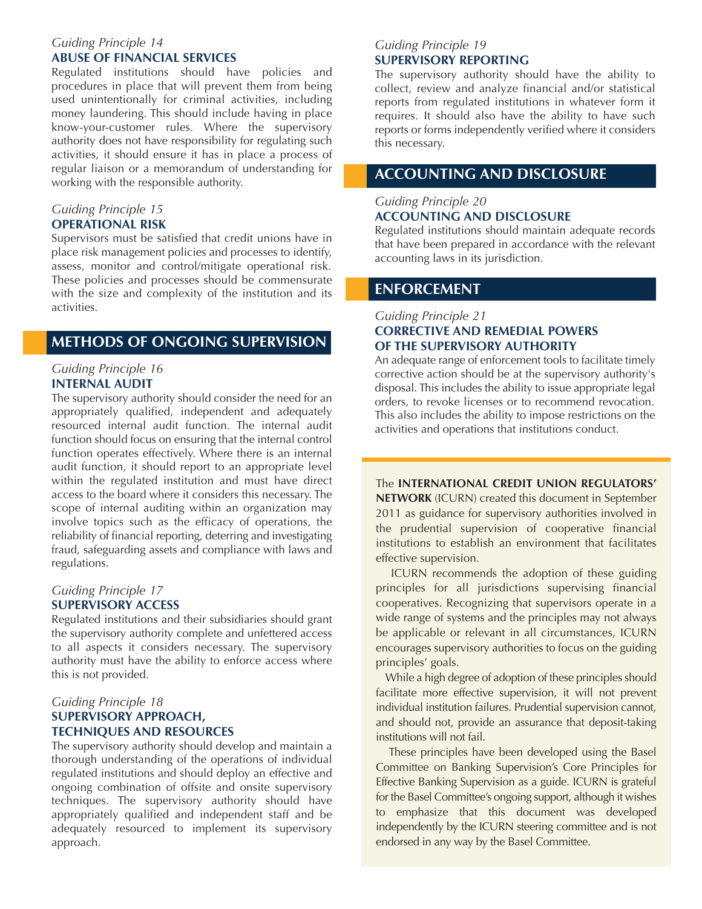*Guiding Principle 14*
**ABUSE OF FINANCIAL SERVICES**

Regulated institutions should have policies and procedures in place that will prevent them from being used unintentionally for criminal activities, including money laundering. This should include having in place know-your-customer rules. Where the supervisory authority does not have responsibility for regulating such activities, it should ensure it has in place a process of regular liaison or a memorandum of understanding for working with the responsible authority.

*Guiding Principle 15*
**OPERATIONAL RISK**

Supervisors must be satisfied that credit unions have in place risk management policies and processes to identify, assess, monitor and control/mitigate operational risk. These policies and processes should be commensurate with the size and complexity of the institution and its activities.

## METHODS OF ONGOING SUPERVISION

*Guiding Principle 16*
**INTERNAL AUDIT**

The supervisory authority should consider the need for an appropriately qualified, independent and adequately resourced internal audit function. The internal audit function should focus on ensuring that the internal control function operates effectively. Where there is an internal audit function, it should report to an appropriate level within the regulated institution and must have direct access to the board where it considers this necessary. The scope of internal auditing within an organization may involve topics such as the efficacy of operations, the reliability of financial reporting, deterring and investigating fraud, safeguarding assets and compliance with laws and regulations.

*Guiding Principle 17*
**SUPERVISORY ACCESS**

Regulated institutions and their subsidiaries should grant the supervisory authority complete and unfettered access to all aspects it considers necessary. The supervisory authority must have the ability to enforce access where this is not provided.

*Guiding Principle 18*
**SUPERVISORY APPROACH, TECHNIQUES AND RESOURCES**

The supervisory authority should develop and maintain a thorough understanding of the operations of individual regulated institutions and should deploy an effective and ongoing combination of offsite and onsite supervisory techniques. The supervisory authority should have appropriately qualified and independent staff and be adequately resourced to implement its supervisory approach.

*Guiding Principle 19*
**SUPERVISORY REPORTING**

The supervisory authority should have the ability to collect, review and analyze financial and/or statistical reports from regulated institutions in whatever form it requires. It should also have the ability to have such reports or forms independently verified where it considers this necessary.

## ACCOUNTING AND DISCLOSURE

*Guiding Principle 20*
**ACCOUNTING AND DISCLOSURE**

Regulated institutions should maintain adequate records that have been prepared in accordance with the relevant accounting laws in its jurisdiction.

## ENFORCEMENT

*Guiding Principle 21*
**CORRECTIVE AND REMEDIAL POWERS OF THE SUPERVISORY AUTHORITY**

An adequate range of enforcement tools to facilitate timely corrective action should be at the supervisory authority's disposal. This includes the ability to issue appropriate legal orders, to revoke licenses or to recommend revocation. This also includes the ability to impose restrictions on the activities and operations that institutions conduct.

The **INTERNATIONAL CREDIT UNION REGULATORS' NETWORK** (ICURN) created this document in September 2011 as guidance for supervisory authorities involved in the prudential supervision of cooperative financial institutions to establish an environment that facilitates effective supervision.

ICURN recommends the adoption of these guiding principles for all jurisdictions supervising financial cooperatives. Recognizing that supervisors operate in a wide range of systems and the principles may not always be applicable or relevant in all circumstances, ICURN encourages supervisory authorities to focus on the guiding principles' goals.

While a high degree of adoption of these principles should facilitate more effective supervision, it will not prevent individual institution failures. Prudential supervision cannot, and should not, provide an assurance that deposit-taking institutions will not fail.

These principles have been developed using the Basel Committee on Banking Supervision's Core Principles for Effective Banking Supervision as a guide. ICURN is grateful for the Basel Committee's ongoing support, although it wishes to emphasize that this document was developed independently by the ICURN steering committee and is not endorsed in any way by the Basel Committee.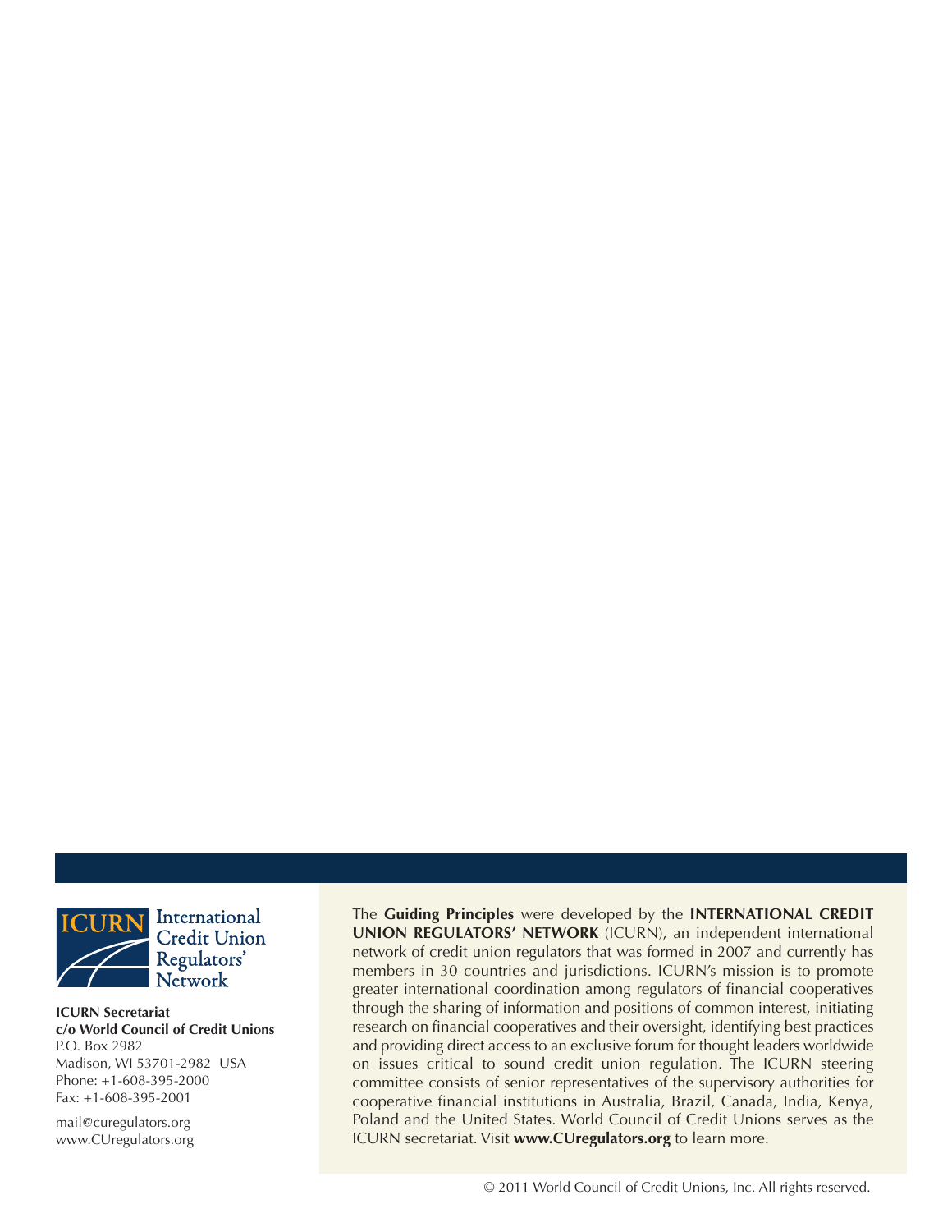ICURN International Credit Union Regulators' Network

**ICURN Secretariat**
**c/o World Council of Credit Unions**
P.O. Box 2982
Madison, WI 53701-2982 USA
Phone: +1-608-395-2000
Fax: +1-608-395-2001

mail@curegulators.org
www.CUregulators.org

The **Guiding Principles** were developed by the **INTERNATIONAL CREDIT UNION REGULATORS' NETWORK** (ICURN), an independent international network of credit union regulators that was formed in 2007 and currently has members in 30 countries and jurisdictions. ICURN's mission is to promote greater international coordination among regulators of financial cooperatives through the sharing of information and positions of common interest, initiating research on financial cooperatives and their oversight, identifying best practices and providing direct access to an exclusive forum for thought leaders worldwide on issues critical to sound credit union regulation. The ICURN steering committee consists of senior representatives of the supervisory authorities for cooperative financial institutions in Australia, Brazil, Canada, India, Kenya, Poland and the United States. World Council of Credit Unions serves as the ICURN secretariat. Visit **www.CUregulators.org** to learn more.

© 2011 World Council of Credit Unions, Inc. All rights reserved.